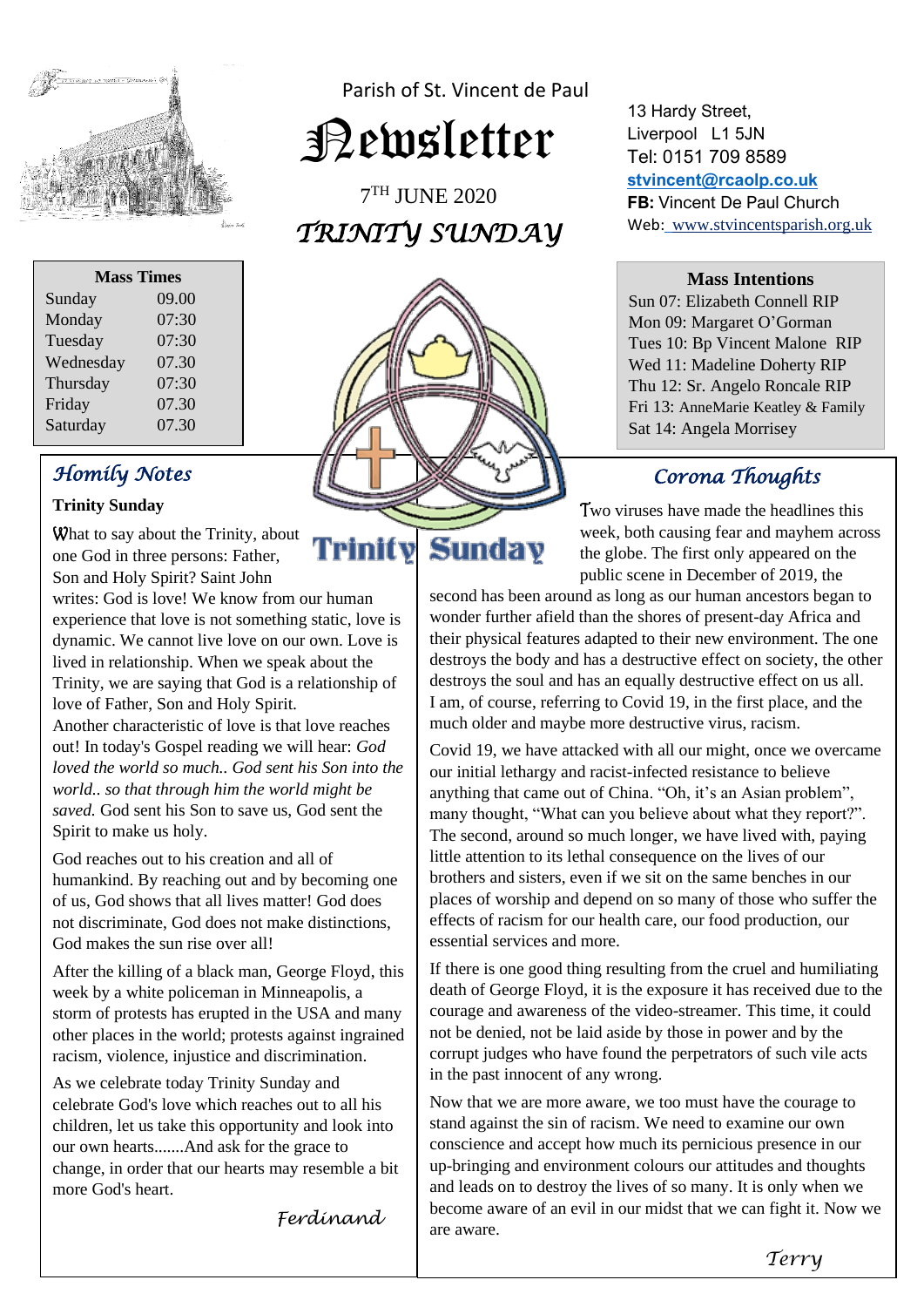Parish of St. Vincent de Paul

# Newsletter

7TH JUNE 2020

## TRINITY SUNDAY

13 Hardy Street,
Liverpool L1 5JN
Tel: 0151 709 8589
**stvincent@rcaolp.co.uk**
**FB:** Vincent De Paul Church
Web: www.stvincentsparish.org.uk

| Mass Times | |
|---|---|
| Sunday | 09.00 |
| Monday | 07:30 |
| Tuesday | 07:30 |
| Wednesday | 07.30 |
| Thursday | 07:30 |
| Friday | 07.30 |
| Saturday | 07.30 |

**Mass Intentions**

Sun 07: Elizabeth Connell RIP
Mon 09: Margaret O'Gorman
Tues 10: Bp Vincent Malone RIP
Wed 11: Madeline Doherty RIP
Thu 12: Sr. Angelo Roncale RIP
Fri 13: AnneMarie Keatley & Family
Sat 14: Angela Morrisey

Trinity Sunday

## Homily Notes

**Trinity Sunday**

What to say about the Trinity, about one God in three persons: Father, Son and Holy Spirit? Saint John writes: God is love! We know from our human experience that love is not something static, love is dynamic. We cannot live love on our own. Love is lived in relationship. When we speak about the Trinity, we are saying that God is a relationship of love of Father, Son and Holy Spirit.
Another characteristic of love is that love reaches out! In today's Gospel reading we will hear: *God loved the world so much.. God sent his Son into the world.. so that through him the world might be saved.* God sent his Son to save us, God sent the Spirit to make us holy.

God reaches out to his creation and all of humankind. By reaching out and by becoming one of us, God shows that all lives matter! God does not discriminate, God does not make distinctions, God makes the sun rise over all!

After the killing of a black man, George Floyd, this week by a white policeman in Minneapolis, a storm of protests has erupted in the USA and many other places in the world; protests against ingrained racism, violence, injustice and discrimination.

As we celebrate today Trinity Sunday and celebrate God's love which reaches out to all his children, let us take this opportunity and look into our own hearts.......And ask for the grace to change, in order that our hearts may resemble a bit more God's heart.

*Ferdinand*

## Corona Thoughts

Two viruses have made the headlines this week, both causing fear and mayhem across the globe. The first only appeared on the public scene in December of 2019, the second has been around as long as our human ancestors began to wonder further afield than the shores of present-day Africa and their physical features adapted to their new environment. The one destroys the body and has a destructive effect on society, the other destroys the soul and has an equally destructive effect on us all. I am, of course, referring to Covid 19, in the first place, and the much older and maybe more destructive virus, racism.

Covid 19, we have attacked with all our might, once we overcame our initial lethargy and racist-infected resistance to believe anything that came out of China. "Oh, it's an Asian problem", many thought, "What can you believe about what they report?". The second, around so much longer, we have lived with, paying little attention to its lethal consequence on the lives of our brothers and sisters, even if we sit on the same benches in our places of worship and depend on so many of those who suffer the effects of racism for our health care, our food production, our essential services and more.

If there is one good thing resulting from the cruel and humiliating death of George Floyd, it is the exposure it has received due to the courage and awareness of the video-streamer. This time, it could not be denied, not be laid aside by those in power and by the corrupt judges who have found the perpetrators of such vile acts in the past innocent of any wrong.

Now that we are more aware, we too must have the courage to stand against the sin of racism. We need to examine our own conscience and accept how much its pernicious presence in our up-bringing and environment colours our attitudes and thoughts and leads on to destroy the lives of so many. It is only when we become aware of an evil in our midst that we can fight it. Now we are aware.

*Terry*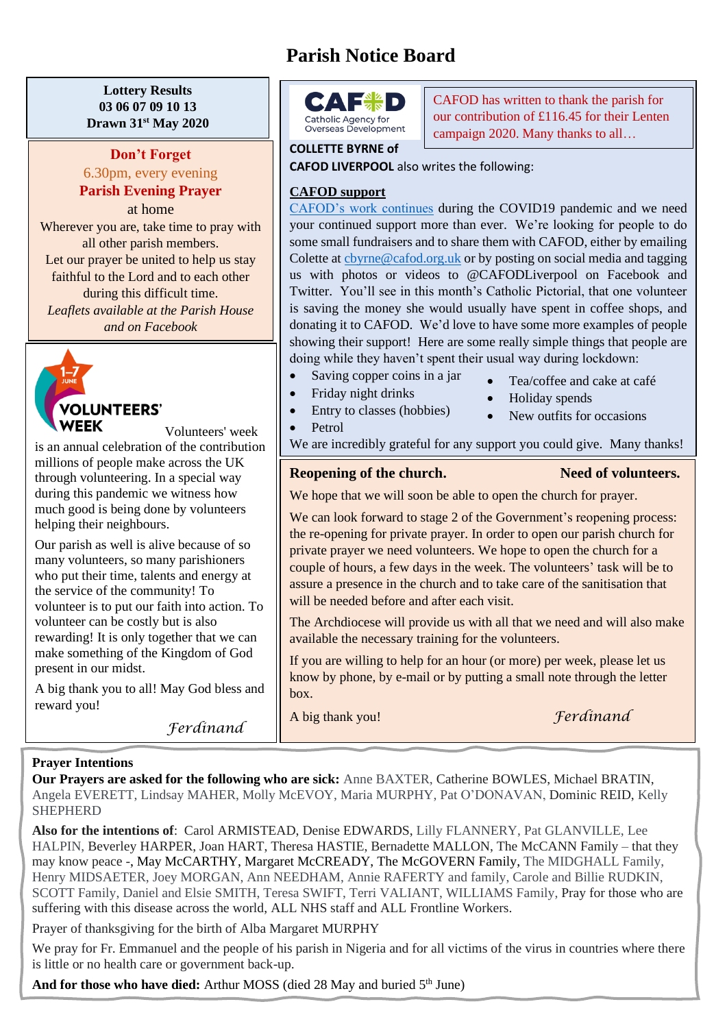# Parish Notice Board

**Lottery Results**
**03 06 07 09 10 13**
**Drawn 31st May 2020**

**Don't Forget**
6.30pm, every evening
**Parish Evening Prayer**
at home
Wherever you are, take time to pray with all other parish members.
Let our prayer be united to help us stay faithful to the Lord and to each other during this difficult time.
*Leaflets available at the Parish House and on Facebook*

1–7 JUNE VOLUNTEERS' WEEK

Volunteers' week is an annual celebration of the contribution millions of people make across the UK through volunteering. In a special way during this pandemic we witness how much good is being done by volunteers helping their neighbours.

Our parish as well is alive because of so many volunteers, so many parishioners who put their time, talents and energy at the service of the community! To volunteer is to put our faith into action. To volunteer can be costly but is also rewarding! It is only together that we can make something of the Kingdom of God present in our midst.

A big thank you to all! May God bless and reward you!

*Ferdinand*

CAFOD Catholic Agency for Overseas Development

CAFOD has written to thank the parish for our contribution of £116.45 for their Lenten campaign 2020. Many thanks to all…

**COLLETTE BYRNE of CAFOD LIVERPOOL** also writes the following:

**CAFOD support**

CAFOD's work continues during the COVID19 pandemic and we need your continued support more than ever. We're looking for people to do some small fundraisers and to share them with CAFOD, either by emailing Colette at cbyrne@cafod.org.uk or by posting on social media and tagging us with photos or videos to @CAFODLiverpool on Facebook and Twitter. You'll see in this month's Catholic Pictorial, that one volunteer is saving the money she would usually have spent in coffee shops, and donating it to CAFOD. We'd love to have some more examples of people showing their support! Here are some really simple things that people are doing while they haven't spent their usual way during lockdown:

- Saving copper coins in a jar
- Friday night drinks
- Entry to classes (hobbies)
- Petrol
- Tea/coffee and cake at café
- Holiday spends
- New outfits for occasions

We are incredibly grateful for any support you could give. Many thanks!

**Reopening of the church. Need of volunteers.**

We hope that we will soon be able to open the church for prayer.

We can look forward to stage 2 of the Government's reopening process: the re-opening for private prayer. In order to open our parish church for private prayer we need volunteers. We hope to open the church for a couple of hours, a few days in the week. The volunteers' task will be to assure a presence in the church and to take care of the sanitisation that will be needed before and after each visit.

The Archdiocese will provide us with all that we need and will also make available the necessary training for the volunteers.

If you are willing to help for an hour (or more) per week, please let us know by phone, by e-mail or by putting a small note through the letter box.

A big thank you!

*Ferdinand*

**Prayer Intentions**

**Our Prayers are asked for the following who are sick:** Anne BAXTER, Catherine BOWLES, Michael BRATIN, Angela EVERETT, Lindsay MAHER, Molly McEVOY, Maria MURPHY, Pat O'DONAVAN, Dominic REID, Kelly SHEPHERD

**Also for the intentions of**: Carol ARMISTEAD, Denise EDWARDS, Lilly FLANNERY, Pat GLANVILLE, Lee HALPIN, Beverley HARPER, Joan HART, Theresa HASTIE, Bernadette MALLON, The McCANN Family – that they may know peace -, May McCARTHY, Margaret McCREADY, The McGOVERN Family, The MIDGHALL Family, Henry MIDSAETER, Joey MORGAN, Ann NEEDHAM, Annie RAFERTY and family, Carole and Billie RUDKIN, SCOTT Family, Daniel and Elsie SMITH, Teresa SWIFT, Terri VALIANT, WILLIAMS Family, Pray for those who are suffering with this disease across the world, ALL NHS staff and ALL Frontline Workers.

Prayer of thanksgiving for the birth of Alba Margaret MURPHY

We pray for Fr. Emmanuel and the people of his parish in Nigeria and for all victims of the virus in countries where there is little or no health care or government back-up.

**And for those who have died:** Arthur MOSS (died 28 May and buried 5th June)